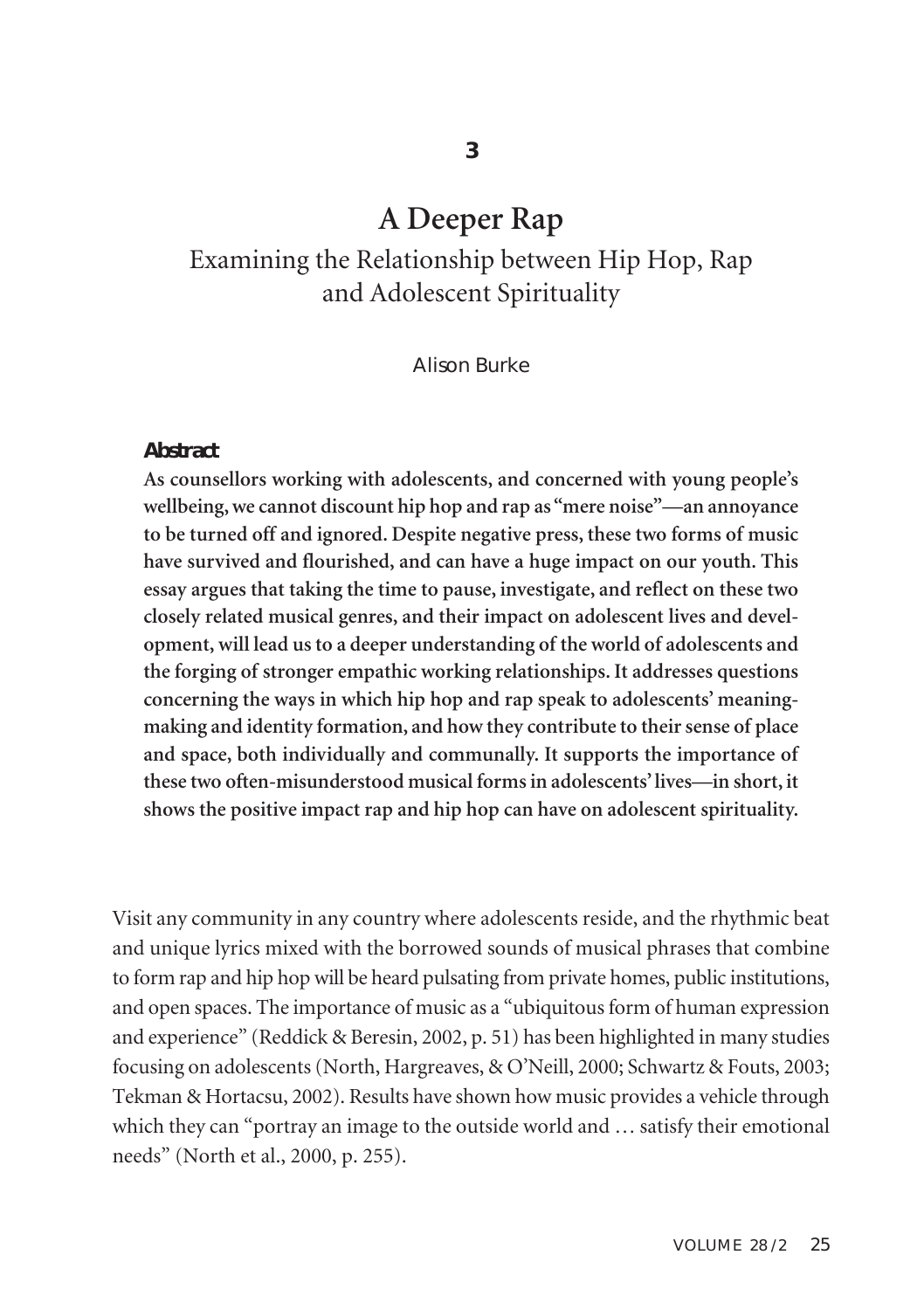3

# A Deeper Rap

## Examining the Relationship between Hip Hop, Rap and Adolescent Spirituality

Alison Burke

**Abstract**

**As counsellors working with adolescents, and concerned with young people's wellbeing, we cannot discount hip hop and rap as "mere noise"—an annoyance to be turned off and ignored. Despite negative press, these two forms of music have survived and flourished, and can have a huge impact on our youth. This essay argues that taking the time to pause, investigate, and reflect on these two closely related musical genres, and their impact on adolescent lives and development, will lead us to a deeper understanding of the world of adolescents and the forging of stronger empathic working relationships. It addresses questions concerning the ways in which hip hop and rap speak to adolescents' meaning-making and identity formation, and how they contribute to their sense of place and space, both individually and communally. It supports the importance of these two often-misunderstood musical forms in adolescents' lives—in short, it shows the positive impact rap and hip hop can have on adolescent spirituality.**

Visit any community in any country where adolescents reside, and the rhythmic beat and unique lyrics mixed with the borrowed sounds of musical phrases that combine to form rap and hip hop will be heard pulsating from private homes, public institutions, and open spaces. The importance of music as a "ubiquitous form of human expression and experience" (Reddick & Beresin, 2002, p. 51) has been highlighted in many studies focusing on adolescents (North, Hargreaves, & O'Neill, 2000; Schwartz & Fouts, 2003; Tekman & Hortacsu, 2002). Results have shown how music provides a vehicle through which they can "portray an image to the outside world and … satisfy their emotional needs" (North et al., 2000, p. 255).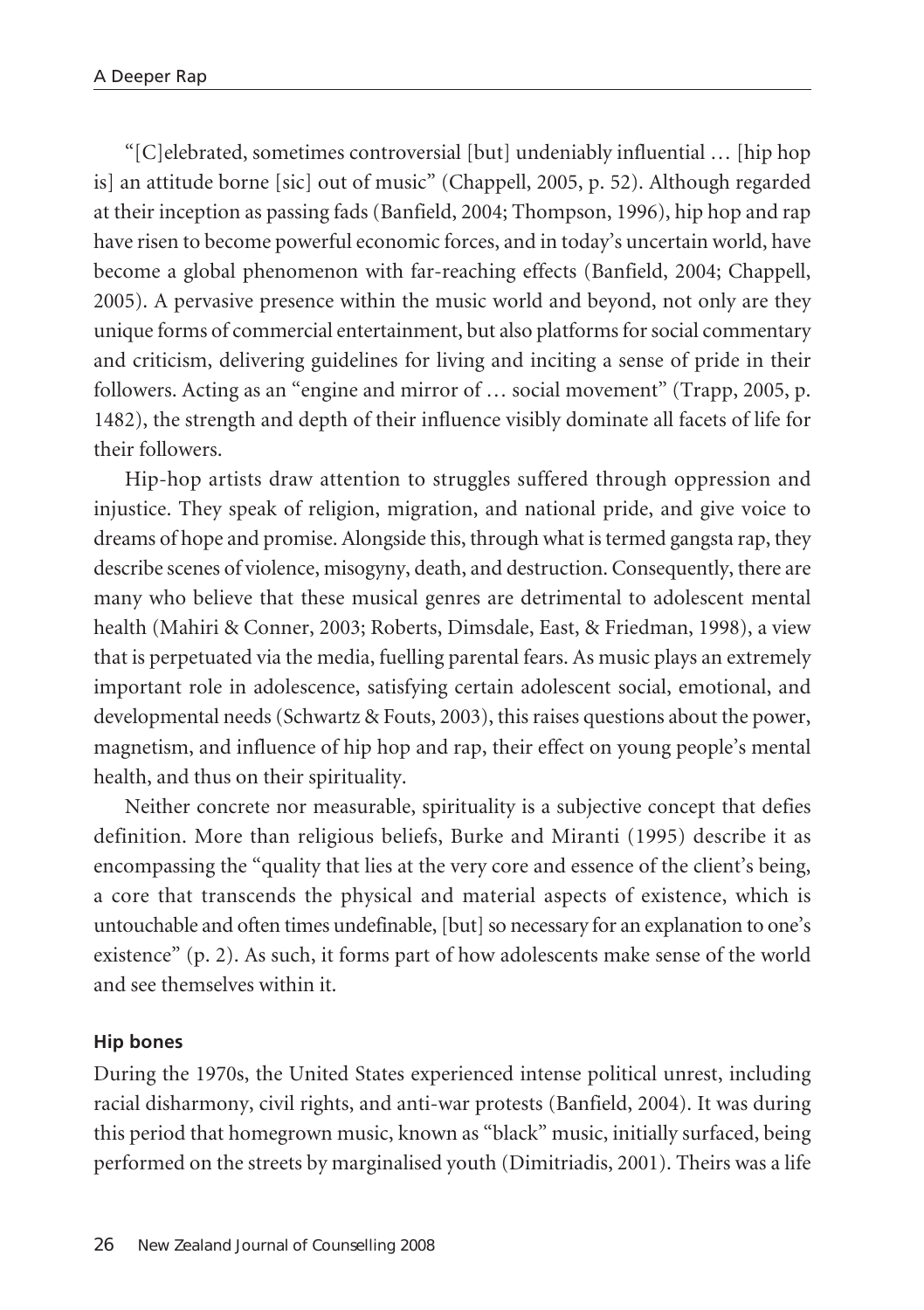"[C]elebrated, sometimes controversial [but] undeniably influential … [hip hop is] an attitude borne [sic] out of music" (Chappell, 2005, p. 52). Although regarded at their inception as passing fads (Banfield, 2004; Thompson, 1996), hip hop and rap have risen to become powerful economic forces, and in today's uncertain world, have become a global phenomenon with far-reaching effects (Banfield, 2004; Chappell, 2005). A pervasive presence within the music world and beyond, not only are they unique forms of commercial entertainment, but also platforms for social commentary and criticism, delivering guidelines for living and inciting a sense of pride in their followers. Acting as an "engine and mirror of … social movement" (Trapp, 2005, p. 1482), the strength and depth of their influence visibly dominate all facets of life for their followers.

Hip-hop artists draw attention to struggles suffered through oppression and injustice. They speak of religion, migration, and national pride, and give voice to dreams of hope and promise. Alongside this, through what is termed gangsta rap, they describe scenes of violence, misogyny, death, and destruction. Consequently, there are many who believe that these musical genres are detrimental to adolescent mental health (Mahiri & Conner, 2003; Roberts, Dimsdale, East, & Friedman, 1998), a view that is perpetuated via the media, fuelling parental fears. As music plays an extremely important role in adolescence, satisfying certain adolescent social, emotional, and developmental needs (Schwartz & Fouts, 2003), this raises questions about the power, magnetism, and influence of hip hop and rap, their effect on young people's mental health, and thus on their spirituality.

Neither concrete nor measurable, spirituality is a subjective concept that defies definition. More than religious beliefs, Burke and Miranti (1995) describe it as encompassing the "quality that lies at the very core and essence of the client's being, a core that transcends the physical and material aspects of existence, which is untouchable and often times undefinable, [but] so necessary for an explanation to one's existence" (p. 2). As such, it forms part of how adolescents make sense of the world and see themselves within it.

#### Hip bones

During the 1970s, the United States experienced intense political unrest, including racial disharmony, civil rights, and anti-war protests (Banfield, 2004). It was during this period that homegrown music, known as "black" music, initially surfaced, being performed on the streets by marginalised youth (Dimitriadis, 2001). Theirs was a life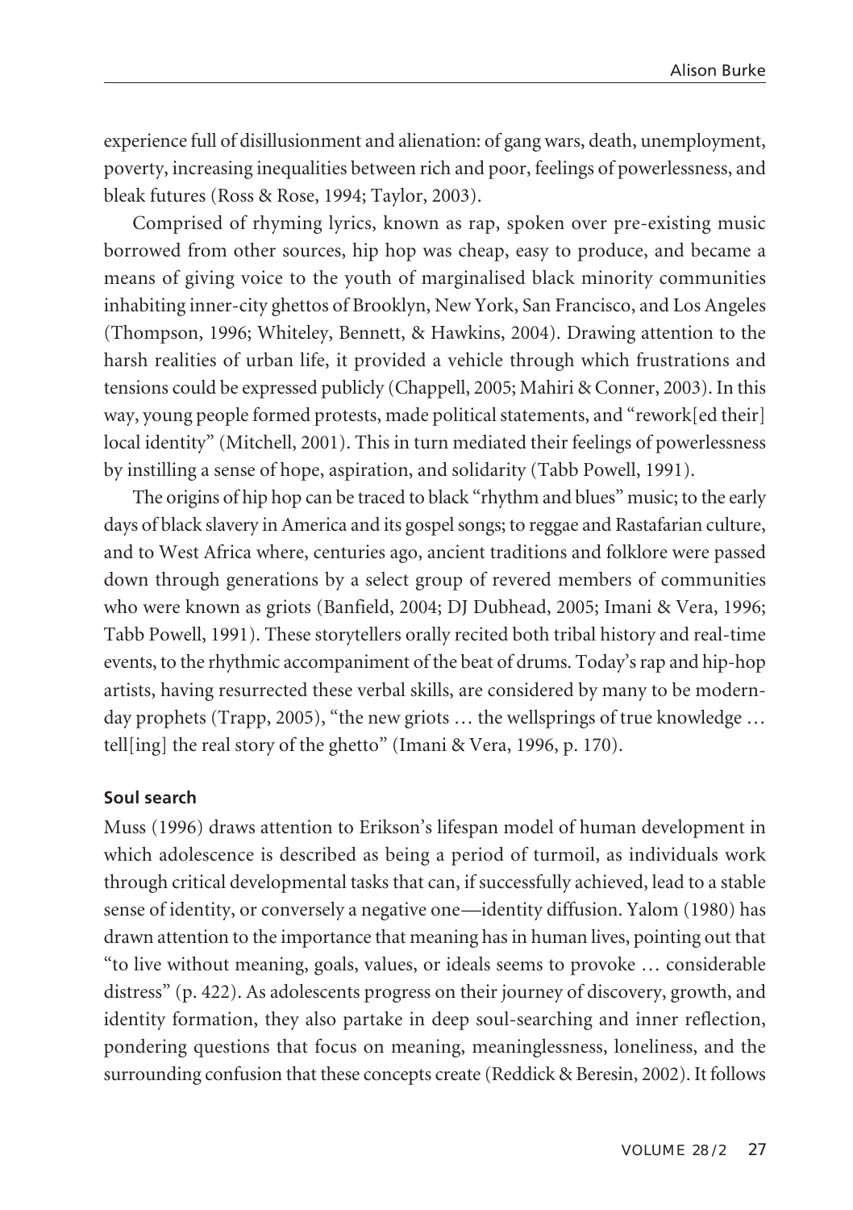experience full of disillusionment and alienation: of gang wars, death, unemployment, poverty, increasing inequalities between rich and poor, feelings of powerlessness, and bleak futures (Ross & Rose, 1994; Taylor, 2003).

Comprised of rhyming lyrics, known as rap, spoken over pre-existing music borrowed from other sources, hip hop was cheap, easy to produce, and became a means of giving voice to the youth of marginalised black minority communities inhabiting inner-city ghettos of Brooklyn, New York, San Francisco, and Los Angeles (Thompson, 1996; Whiteley, Bennett, & Hawkins, 2004). Drawing attention to the harsh realities of urban life, it provided a vehicle through which frustrations and tensions could be expressed publicly (Chappell, 2005; Mahiri & Conner, 2003). In this way, young people formed protests, made political statements, and "rework[ed their] local identity" (Mitchell, 2001). This in turn mediated their feelings of powerlessness by instilling a sense of hope, aspiration, and solidarity (Tabb Powell, 1991).

The origins of hip hop can be traced to black "rhythm and blues" music; to the early days of black slavery in America and its gospel songs; to reggae and Rastafarian culture, and to West Africa where, centuries ago, ancient traditions and folklore were passed down through generations by a select group of revered members of communities who were known as griots (Banfield, 2004; DJ Dubhead, 2005; Imani & Vera, 1996; Tabb Powell, 1991). These storytellers orally recited both tribal history and real-time events, to the rhythmic accompaniment of the beat of drums. Today's rap and hip-hop artists, having resurrected these verbal skills, are considered by many to be modern-day prophets (Trapp, 2005), "the new griots … the wellsprings of true knowledge … tell[ing] the real story of the ghetto" (Imani & Vera, 1996, p. 170).

### Soul search

Muss (1996) draws attention to Erikson's lifespan model of human development in which adolescence is described as being a period of turmoil, as individuals work through critical developmental tasks that can, if successfully achieved, lead to a stable sense of identity, or conversely a negative one—identity diffusion. Yalom (1980) has drawn attention to the importance that meaning has in human lives, pointing out that "to live without meaning, goals, values, or ideals seems to provoke … considerable distress" (p. 422). As adolescents progress on their journey of discovery, growth, and identity formation, they also partake in deep soul-searching and inner reflection, pondering questions that focus on meaning, meaninglessness, loneliness, and the surrounding confusion that these concepts create (Reddick & Beresin, 2002). It follows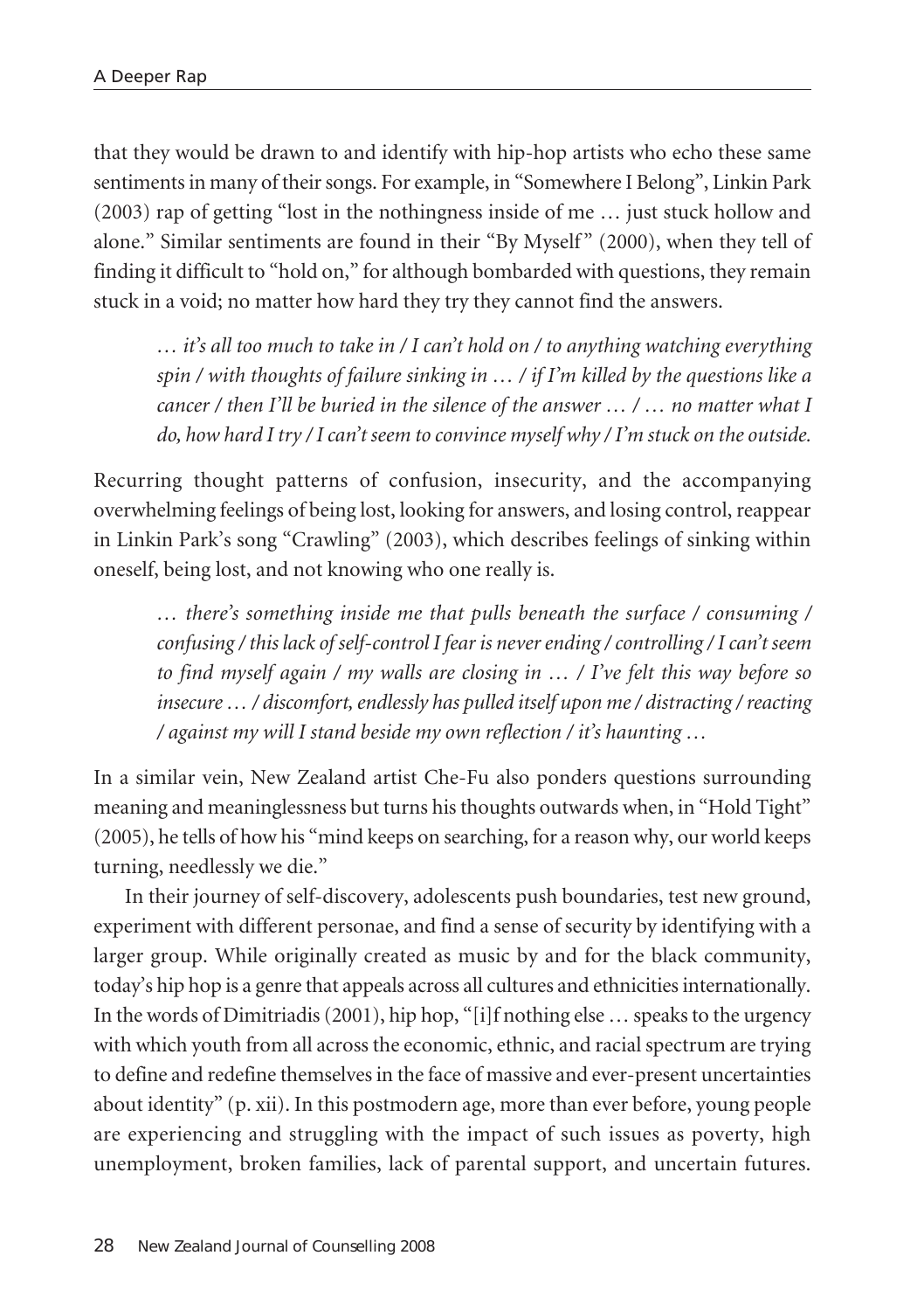that they would be drawn to and identify with hip-hop artists who echo these same sentiments in many of their songs. For example, in "Somewhere I Belong", Linkin Park (2003) rap of getting "lost in the nothingness inside of me … just stuck hollow and alone." Similar sentiments are found in their "By Myself" (2000), when they tell of finding it difficult to "hold on," for although bombarded with questions, they remain stuck in a void; no matter how hard they try they cannot find the answers.

> *… it's all too much to take in / I can't hold on / to anything watching everything spin / with thoughts of failure sinking in … / if I'm killed by the questions like a cancer / then I'll be buried in the silence of the answer … / … no matter what I do, how hard I try / I can't seem to convince myself why / I'm stuck on the outside.*

Recurring thought patterns of confusion, insecurity, and the accompanying overwhelming feelings of being lost, looking for answers, and losing control, reappear in Linkin Park's song "Crawling" (2003), which describes feelings of sinking within oneself, being lost, and not knowing who one really is.

> *… there's something inside me that pulls beneath the surface / consuming / confusing / this lack of self-control I fear is never ending / controlling / I can't seem to find myself again / my walls are closing in … / I've felt this way before so insecure … / discomfort, endlessly has pulled itself upon me / distracting / reacting / against my will I stand beside my own reflection / it's haunting …*

In a similar vein, New Zealand artist Che-Fu also ponders questions surrounding meaning and meaninglessness but turns his thoughts outwards when, in "Hold Tight" (2005), he tells of how his "mind keeps on searching, for a reason why, our world keeps turning, needlessly we die."

In their journey of self-discovery, adolescents push boundaries, test new ground, experiment with different personae, and find a sense of security by identifying with a larger group. While originally created as music by and for the black community, today's hip hop is a genre that appeals across all cultures and ethnicities internationally. In the words of Dimitriadis (2001), hip hop, "[i]f nothing else … speaks to the urgency with which youth from all across the economic, ethnic, and racial spectrum are trying to define and redefine themselves in the face of massive and ever-present uncertainties about identity" (p. xii). In this postmodern age, more than ever before, young people are experiencing and struggling with the impact of such issues as poverty, high unemployment, broken families, lack of parental support, and uncertain futures.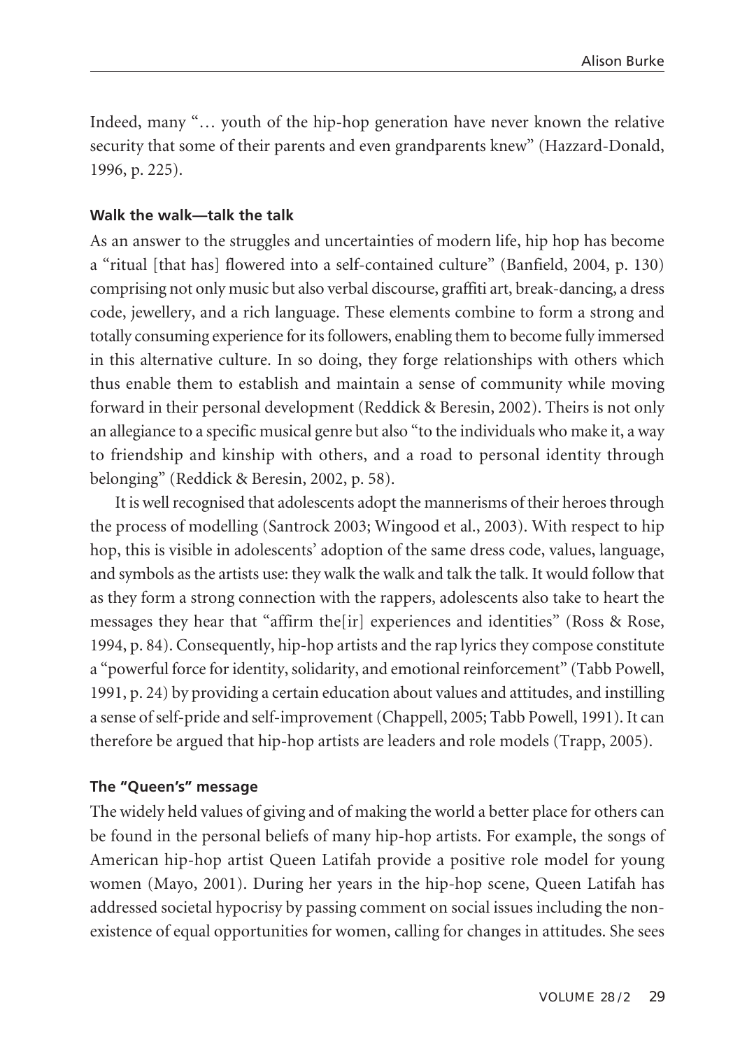Indeed, many "… youth of the hip-hop generation have never known the relative security that some of their parents and even grandparents knew" (Hazzard-Donald, 1996, p. 225).

### Walk the walk—talk the talk

As an answer to the struggles and uncertainties of modern life, hip hop has become a "ritual [that has] flowered into a self-contained culture" (Banfield, 2004, p. 130) comprising not only music but also verbal discourse, graffiti art, break-dancing, a dress code, jewellery, and a rich language. These elements combine to form a strong and totally consuming experience for its followers, enabling them to become fully immersed in this alternative culture. In so doing, they forge relationships with others which thus enable them to establish and maintain a sense of community while moving forward in their personal development (Reddick & Beresin, 2002). Theirs is not only an allegiance to a specific musical genre but also "to the individuals who make it, a way to friendship and kinship with others, and a road to personal identity through belonging" (Reddick & Beresin, 2002, p. 58).

It is well recognised that adolescents adopt the mannerisms of their heroes through the process of modelling (Santrock 2003; Wingood et al., 2003). With respect to hip hop, this is visible in adolescents' adoption of the same dress code, values, language, and symbols as the artists use: they walk the walk and talk the talk. It would follow that as they form a strong connection with the rappers, adolescents also take to heart the messages they hear that "affirm the[ir] experiences and identities" (Ross & Rose, 1994, p. 84). Consequently, hip-hop artists and the rap lyrics they compose constitute a "powerful force for identity, solidarity, and emotional reinforcement" (Tabb Powell, 1991, p. 24) by providing a certain education about values and attitudes, and instilling a sense of self-pride and self-improvement (Chappell, 2005; Tabb Powell, 1991). It can therefore be argued that hip-hop artists are leaders and role models (Trapp, 2005).

### The "Queen's" message

The widely held values of giving and of making the world a better place for others can be found in the personal beliefs of many hip-hop artists. For example, the songs of American hip-hop artist Queen Latifah provide a positive role model for young women (Mayo, 2001). During her years in the hip-hop scene, Queen Latifah has addressed societal hypocrisy by passing comment on social issues including the non-existence of equal opportunities for women, calling for changes in attitudes. She sees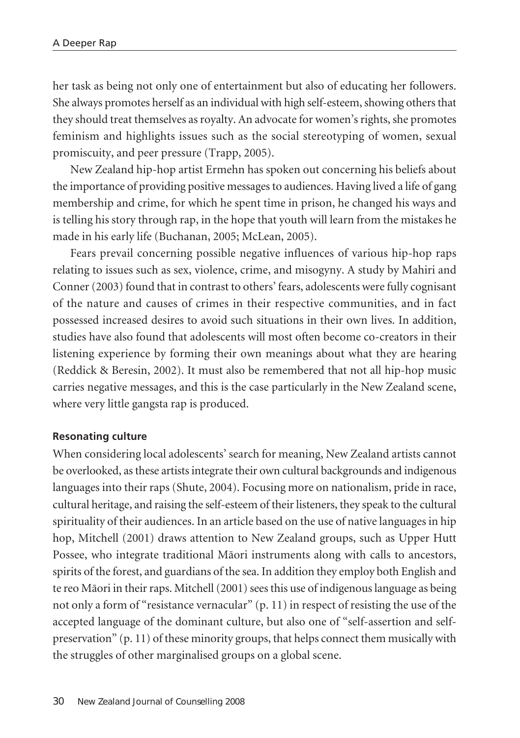her task as being not only one of entertainment but also of educating her followers. She always promotes herself as an individual with high self-esteem, showing others that they should treat themselves as royalty. An advocate for women's rights, she promotes feminism and highlights issues such as the social stereotyping of women, sexual promiscuity, and peer pressure (Trapp, 2005).

New Zealand hip-hop artist Ermehn has spoken out concerning his beliefs about the importance of providing positive messages to audiences. Having lived a life of gang membership and crime, for which he spent time in prison, he changed his ways and is telling his story through rap, in the hope that youth will learn from the mistakes he made in his early life (Buchanan, 2005; McLean, 2005).

Fears prevail concerning possible negative influences of various hip-hop raps relating to issues such as sex, violence, crime, and misogyny. A study by Mahiri and Conner (2003) found that in contrast to others' fears, adolescents were fully cognisant of the nature and causes of crimes in their respective communities, and in fact possessed increased desires to avoid such situations in their own lives. In addition, studies have also found that adolescents will most often become co-creators in their listening experience by forming their own meanings about what they are hearing (Reddick & Beresin, 2002). It must also be remembered that not all hip-hop music carries negative messages, and this is the case particularly in the New Zealand scene, where very little gangsta rap is produced.

#### Resonating culture

When considering local adolescents' search for meaning, New Zealand artists cannot be overlooked, as these artists integrate their own cultural backgrounds and indigenous languages into their raps (Shute, 2004). Focusing more on nationalism, pride in race, cultural heritage, and raising the self-esteem of their listeners, they speak to the cultural spirituality of their audiences. In an article based on the use of native languages in hip hop, Mitchell (2001) draws attention to New Zealand groups, such as Upper Hutt Possee, who integrate traditional Māori instruments along with calls to ancestors, spirits of the forest, and guardians of the sea. In addition they employ both English and te reo Māori in their raps. Mitchell (2001) sees this use of indigenous language as being not only a form of "resistance vernacular" (p. 11) in respect of resisting the use of the accepted language of the dominant culture, but also one of "self-assertion and self-preservation" (p. 11) of these minority groups, that helps connect them musically with the struggles of other marginalised groups on a global scene.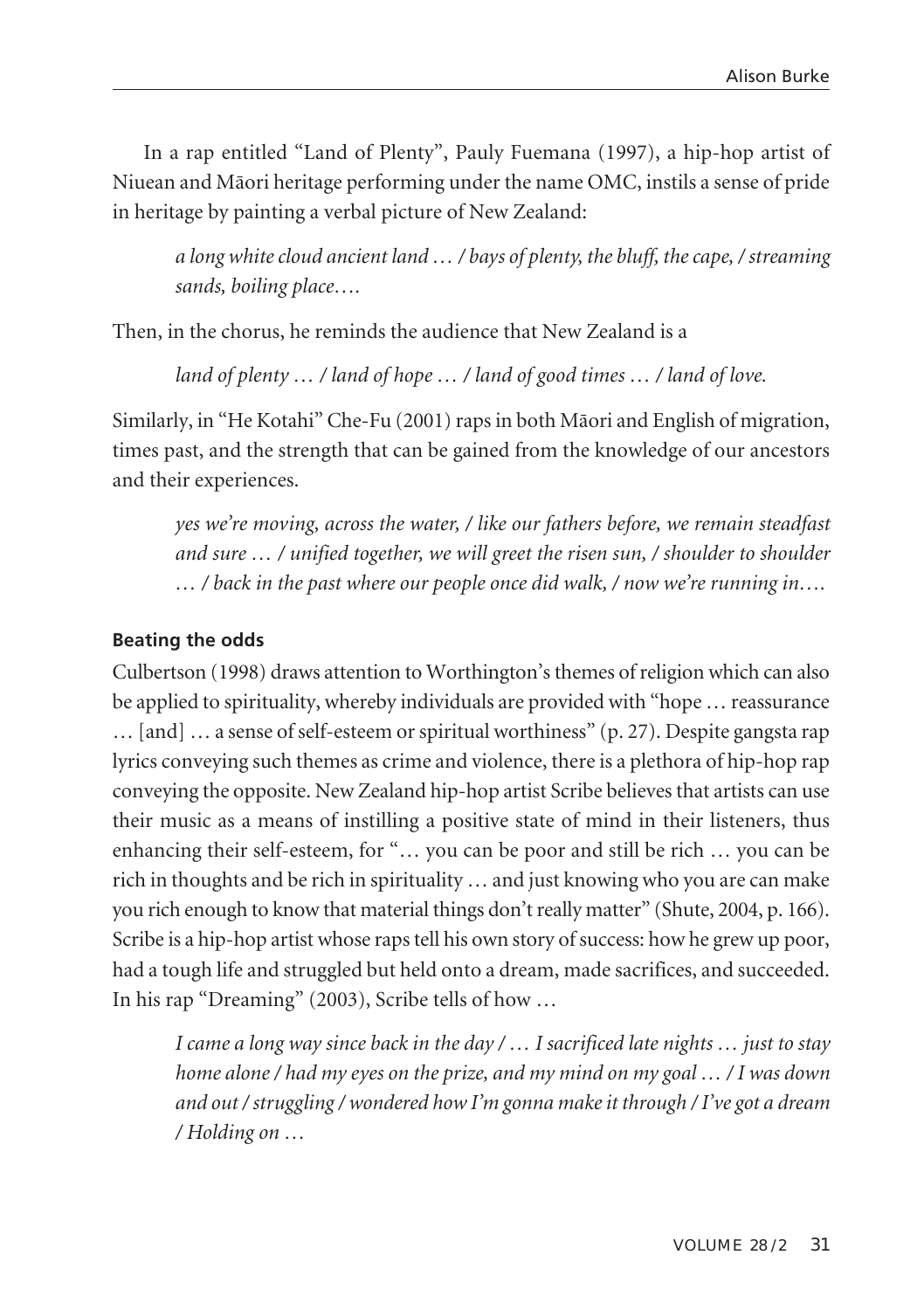In a rap entitled "Land of Plenty", Pauly Fuemana (1997), a hip-hop artist of Niuean and Māori heritage performing under the name OMC, instils a sense of pride in heritage by painting a verbal picture of New Zealand:

> *a long white cloud ancient land … / bays of plenty, the bluff, the cape, / streaming sands, boiling place….*

Then, in the chorus, he reminds the audience that New Zealand is a

> *land of plenty … / land of hope … / land of good times … / land of love.*

Similarly, in "He Kotahi" Che-Fu (2001) raps in both Māori and English of migration, times past, and the strength that can be gained from the knowledge of our ancestors and their experiences.

> *yes we're moving, across the water, / like our fathers before, we remain steadfast and sure … / unified together, we will greet the risen sun, / shoulder to shoulder … / back in the past where our people once did walk, / now we're running in….*

**Beating the odds**

Culbertson (1998) draws attention to Worthington's themes of religion which can also be applied to spirituality, whereby individuals are provided with "hope … reassurance … [and] … a sense of self-esteem or spiritual worthiness" (p. 27). Despite gangsta rap lyrics conveying such themes as crime and violence, there is a plethora of hip-hop rap conveying the opposite. New Zealand hip-hop artist Scribe believes that artists can use their music as a means of instilling a positive state of mind in their listeners, thus enhancing their self-esteem, for "… you can be poor and still be rich … you can be rich in thoughts and be rich in spirituality … and just knowing who you are can make you rich enough to know that material things don't really matter" (Shute, 2004, p. 166). Scribe is a hip-hop artist whose raps tell his own story of success: how he grew up poor, had a tough life and struggled but held onto a dream, made sacrifices, and succeeded. In his rap "Dreaming" (2003), Scribe tells of how …

> *I came a long way since back in the day / … I sacrificed late nights … just to stay home alone / had my eyes on the prize, and my mind on my goal … / I was down and out / struggling / wondered how I'm gonna make it through / I've got a dream / Holding on …*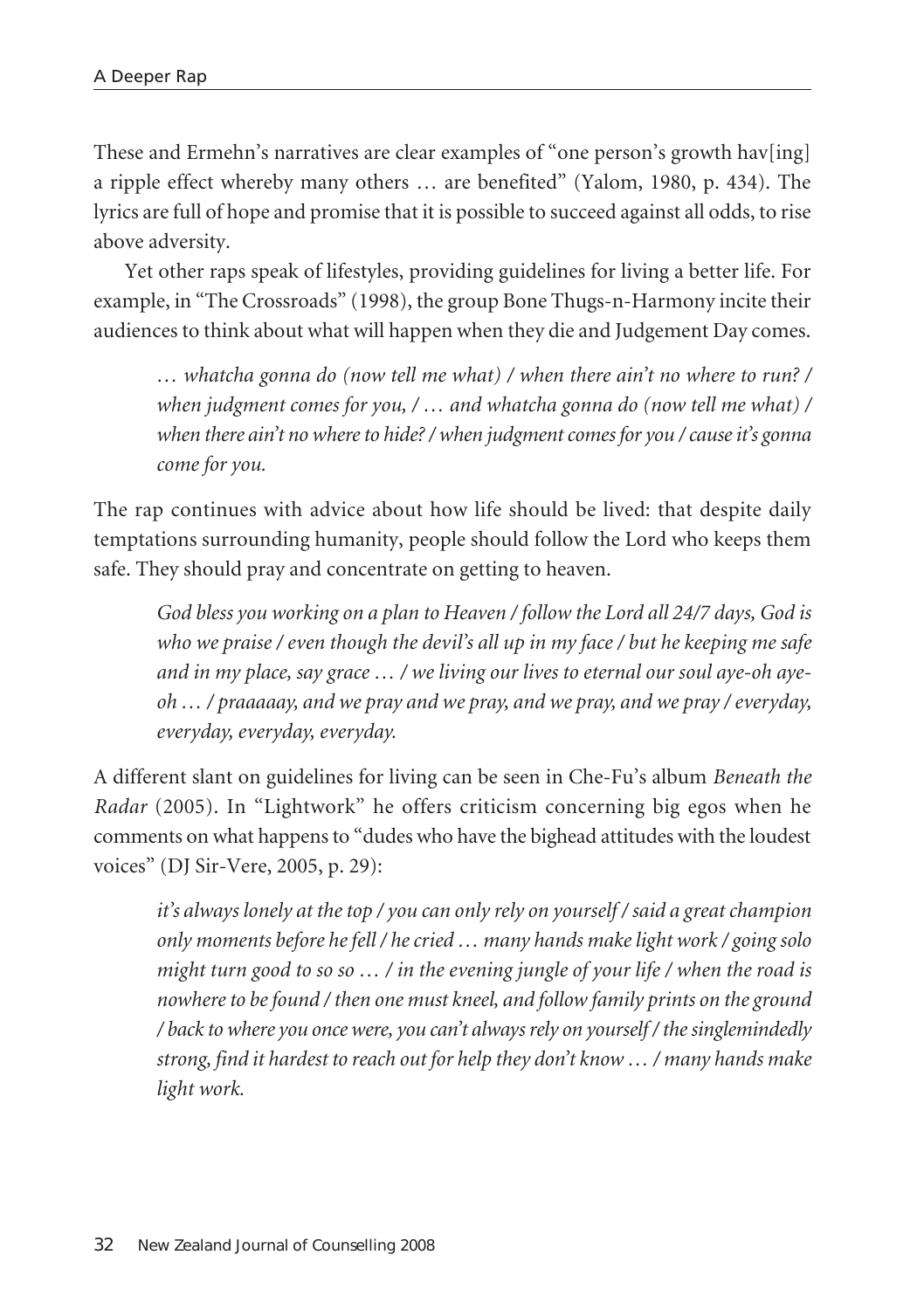These and Ermehn's narratives are clear examples of "one person's growth hav[ing] a ripple effect whereby many others … are benefited" (Yalom, 1980, p. 434). The lyrics are full of hope and promise that it is possible to succeed against all odds, to rise above adversity.

Yet other raps speak of lifestyles, providing guidelines for living a better life. For example, in "The Crossroads" (1998), the group Bone Thugs-n-Harmony incite their audiences to think about what will happen when they die and Judgement Day comes.

> *… whatcha gonna do (now tell me what) / when there ain't no where to run? / when judgment comes for you, / … and whatcha gonna do (now tell me what) / when there ain't no where to hide? / when judgment comes for you / cause it's gonna come for you.*

The rap continues with advice about how life should be lived: that despite daily temptations surrounding humanity, people should follow the Lord who keeps them safe. They should pray and concentrate on getting to heaven.

> *God bless you working on a plan to Heaven / follow the Lord all 24/7 days, God is who we praise / even though the devil's all up in my face / but he keeping me safe and in my place, say grace … / we living our lives to eternal our soul aye-oh aye-oh … / praaaaay, and we pray and we pray, and we pray, and we pray / everyday, everyday, everyday, everyday.*

A different slant on guidelines for living can be seen in Che-Fu's album *Beneath the Radar* (2005). In "Lightwork" he offers criticism concerning big egos when he comments on what happens to "dudes who have the bighead attitudes with the loudest voices" (DJ Sir-Vere, 2005, p. 29):

> *it's always lonely at the top / you can only rely on yourself / said a great champion only moments before he fell / he cried … many hands make light work / going solo might turn good to so so … / in the evening jungle of your life / when the road is nowhere to be found / then one must kneel, and follow family prints on the ground / back to where you once were, you can't always rely on yourself / the singlemindedly strong, find it hardest to reach out for help they don't know … / many hands make light work.*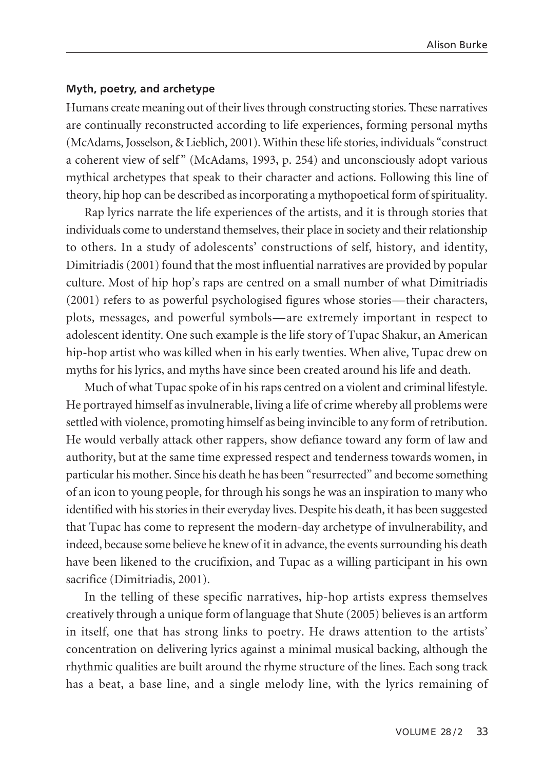#### Myth, poetry, and archetype

Humans create meaning out of their lives through constructing stories. These narratives are continually reconstructed according to life experiences, forming personal myths (McAdams, Josselson, & Lieblich, 2001). Within these life stories, individuals "construct a coherent view of self" (McAdams, 1993, p. 254) and unconsciously adopt various mythical archetypes that speak to their character and actions. Following this line of theory, hip hop can be described as incorporating a mythopoetical form of spirituality.

Rap lyrics narrate the life experiences of the artists, and it is through stories that individuals come to understand themselves, their place in society and their relationship to others. In a study of adolescents' constructions of self, history, and identity, Dimitriadis (2001) found that the most influential narratives are provided by popular culture. Most of hip hop's raps are centred on a small number of what Dimitriadis (2001) refers to as powerful psychologised figures whose stories—their characters, plots, messages, and powerful symbols—are extremely important in respect to adolescent identity. One such example is the life story of Tupac Shakur, an American hip-hop artist who was killed when in his early twenties. When alive, Tupac drew on myths for his lyrics, and myths have since been created around his life and death.

Much of what Tupac spoke of in his raps centred on a violent and criminal lifestyle. He portrayed himself as invulnerable, living a life of crime whereby all problems were settled with violence, promoting himself as being invincible to any form of retribution. He would verbally attack other rappers, show defiance toward any form of law and authority, but at the same time expressed respect and tenderness towards women, in particular his mother. Since his death he has been "resurrected" and become something of an icon to young people, for through his songs he was an inspiration to many who identified with his stories in their everyday lives. Despite his death, it has been suggested that Tupac has come to represent the modern-day archetype of invulnerability, and indeed, because some believe he knew of it in advance, the events surrounding his death have been likened to the crucifixion, and Tupac as a willing participant in his own sacrifice (Dimitriadis, 2001).

In the telling of these specific narratives, hip-hop artists express themselves creatively through a unique form of language that Shute (2005) believes is an artform in itself, one that has strong links to poetry. He draws attention to the artists' concentration on delivering lyrics against a minimal musical backing, although the rhythmic qualities are built around the rhyme structure of the lines. Each song track has a beat, a base line, and a single melody line, with the lyrics remaining of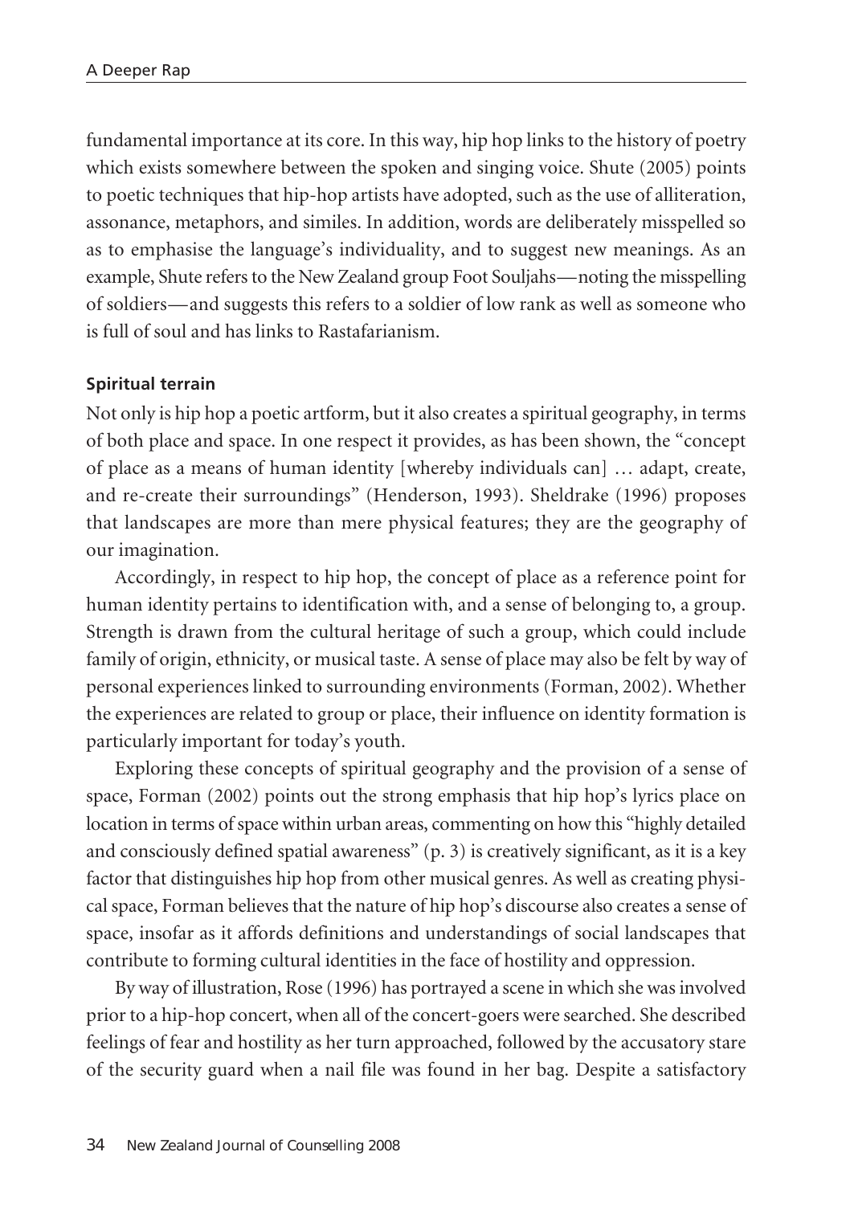fundamental importance at its core. In this way, hip hop links to the history of poetry which exists somewhere between the spoken and singing voice. Shute (2005) points to poetic techniques that hip-hop artists have adopted, such as the use of alliteration, assonance, metaphors, and similes. In addition, words are deliberately misspelled so as to emphasise the language's individuality, and to suggest new meanings. As an example, Shute refers to the New Zealand group Foot Souljahs—noting the misspelling of soldiers—and suggests this refers to a soldier of low rank as well as someone who is full of soul and has links to Rastafarianism.

### Spiritual terrain

Not only is hip hop a poetic artform, but it also creates a spiritual geography, in terms of both place and space. In one respect it provides, as has been shown, the "concept of place as a means of human identity [whereby individuals can] … adapt, create, and re-create their surroundings" (Henderson, 1993). Sheldrake (1996) proposes that landscapes are more than mere physical features; they are the geography of our imagination.

Accordingly, in respect to hip hop, the concept of place as a reference point for human identity pertains to identification with, and a sense of belonging to, a group. Strength is drawn from the cultural heritage of such a group, which could include family of origin, ethnicity, or musical taste. A sense of place may also be felt by way of personal experiences linked to surrounding environments (Forman, 2002). Whether the experiences are related to group or place, their influence on identity formation is particularly important for today's youth.

Exploring these concepts of spiritual geography and the provision of a sense of space, Forman (2002) points out the strong emphasis that hip hop's lyrics place on location in terms of space within urban areas, commenting on how this "highly detailed and consciously defined spatial awareness" (p. 3) is creatively significant, as it is a key factor that distinguishes hip hop from other musical genres. As well as creating physical space, Forman believes that the nature of hip hop's discourse also creates a sense of space, insofar as it affords definitions and understandings of social landscapes that contribute to forming cultural identities in the face of hostility and oppression.

By way of illustration, Rose (1996) has portrayed a scene in which she was involved prior to a hip-hop concert, when all of the concert-goers were searched. She described feelings of fear and hostility as her turn approached, followed by the accusatory stare of the security guard when a nail file was found in her bag. Despite a satisfactory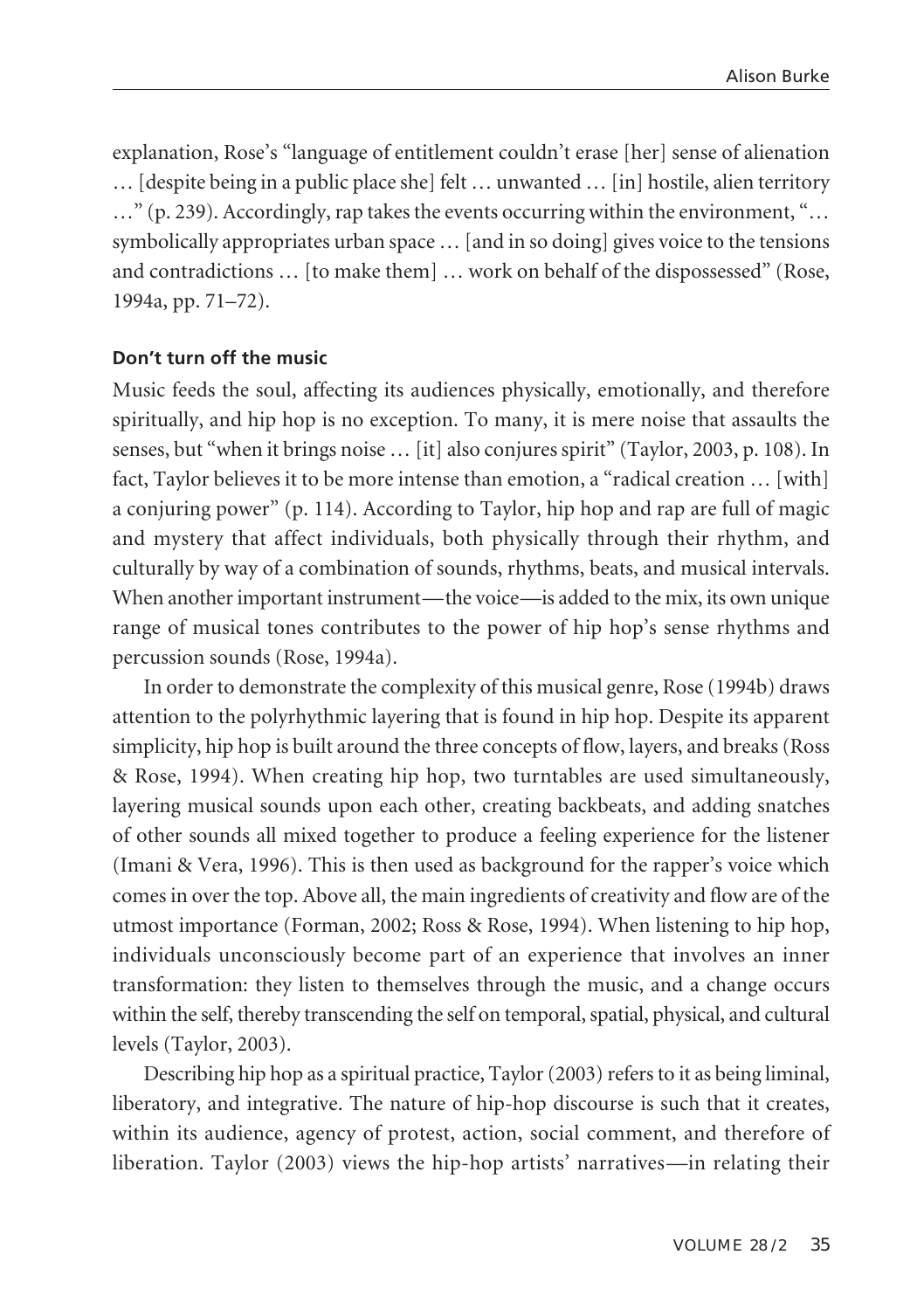explanation, Rose's "language of entitlement couldn't erase [her] sense of alienation … [despite being in a public place she] felt … unwanted … [in] hostile, alien territory …" (p. 239). Accordingly, rap takes the events occurring within the environment, "… symbolically appropriates urban space … [and in so doing] gives voice to the tensions and contradictions … [to make them] … work on behalf of the dispossessed" (Rose, 1994a, pp. 71–72).

**Don't turn off the music**

Music feeds the soul, affecting its audiences physically, emotionally, and therefore spiritually, and hip hop is no exception. To many, it is mere noise that assaults the senses, but "when it brings noise … [it] also conjures spirit" (Taylor, 2003, p. 108). In fact, Taylor believes it to be more intense than emotion, a "radical creation … [with] a conjuring power" (p. 114). According to Taylor, hip hop and rap are full of magic and mystery that affect individuals, both physically through their rhythm, and culturally by way of a combination of sounds, rhythms, beats, and musical intervals. When another important instrument—the voice—is added to the mix, its own unique range of musical tones contributes to the power of hip hop's sense rhythms and percussion sounds (Rose, 1994a).

In order to demonstrate the complexity of this musical genre, Rose (1994b) draws attention to the polyrhythmic layering that is found in hip hop. Despite its apparent simplicity, hip hop is built around the three concepts of flow, layers, and breaks (Ross & Rose, 1994). When creating hip hop, two turntables are used simultaneously, layering musical sounds upon each other, creating backbeats, and adding snatches of other sounds all mixed together to produce a feeling experience for the listener (Imani & Vera, 1996). This is then used as background for the rapper's voice which comes in over the top. Above all, the main ingredients of creativity and flow are of the utmost importance (Forman, 2002; Ross & Rose, 1994). When listening to hip hop, individuals unconsciously become part of an experience that involves an inner transformation: they listen to themselves through the music, and a change occurs within the self, thereby transcending the self on temporal, spatial, physical, and cultural levels (Taylor, 2003).

Describing hip hop as a spiritual practice, Taylor (2003) refers to it as being liminal, liberatory, and integrative. The nature of hip-hop discourse is such that it creates, within its audience, agency of protest, action, social comment, and therefore of liberation. Taylor (2003) views the hip-hop artists' narratives—in relating their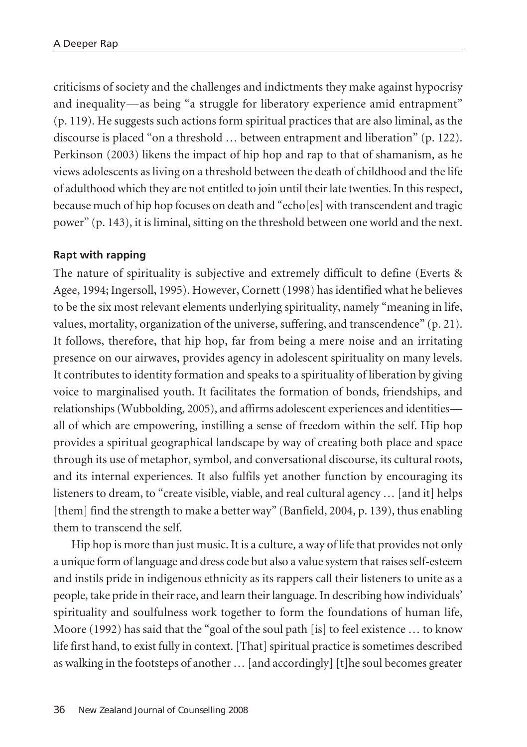criticisms of society and the challenges and indictments they make against hypocrisy and inequality—as being "a struggle for liberatory experience amid entrapment" (p. 119). He suggests such actions form spiritual practices that are also liminal, as the discourse is placed "on a threshold … between entrapment and liberation" (p. 122). Perkinson (2003) likens the impact of hip hop and rap to that of shamanism, as he views adolescents as living on a threshold between the death of childhood and the life of adulthood which they are not entitled to join until their late twenties. In this respect, because much of hip hop focuses on death and "echo[es] with transcendent and tragic power" (p. 143), it is liminal, sitting on the threshold between one world and the next.

### Rapt with rapping

The nature of spirituality is subjective and extremely difficult to define (Everts & Agee, 1994; Ingersoll, 1995). However, Cornett (1998) has identified what he believes to be the six most relevant elements underlying spirituality, namely "meaning in life, values, mortality, organization of the universe, suffering, and transcendence" (p. 21). It follows, therefore, that hip hop, far from being a mere noise and an irritating presence on our airwaves, provides agency in adolescent spirituality on many levels. It contributes to identity formation and speaks to a spirituality of liberation by giving voice to marginalised youth. It facilitates the formation of bonds, friendships, and relationships (Wubbolding, 2005), and affirms adolescent experiences and identities—all of which are empowering, instilling a sense of freedom within the self. Hip hop provides a spiritual geographical landscape by way of creating both place and space through its use of metaphor, symbol, and conversational discourse, its cultural roots, and its internal experiences. It also fulfils yet another function by encouraging its listeners to dream, to "create visible, viable, and real cultural agency … [and it] helps [them] find the strength to make a better way" (Banfield, 2004, p. 139), thus enabling them to transcend the self.

Hip hop is more than just music. It is a culture, a way of life that provides not only a unique form of language and dress code but also a value system that raises self-esteem and instils pride in indigenous ethnicity as its rappers call their listeners to unite as a people, take pride in their race, and learn their language. In describing how individuals' spirituality and soulfulness work together to form the foundations of human life, Moore (1992) has said that the "goal of the soul path [is] to feel existence … to know life first hand, to exist fully in context. [That] spiritual practice is sometimes described as walking in the footsteps of another … [and accordingly] [t]he soul becomes greater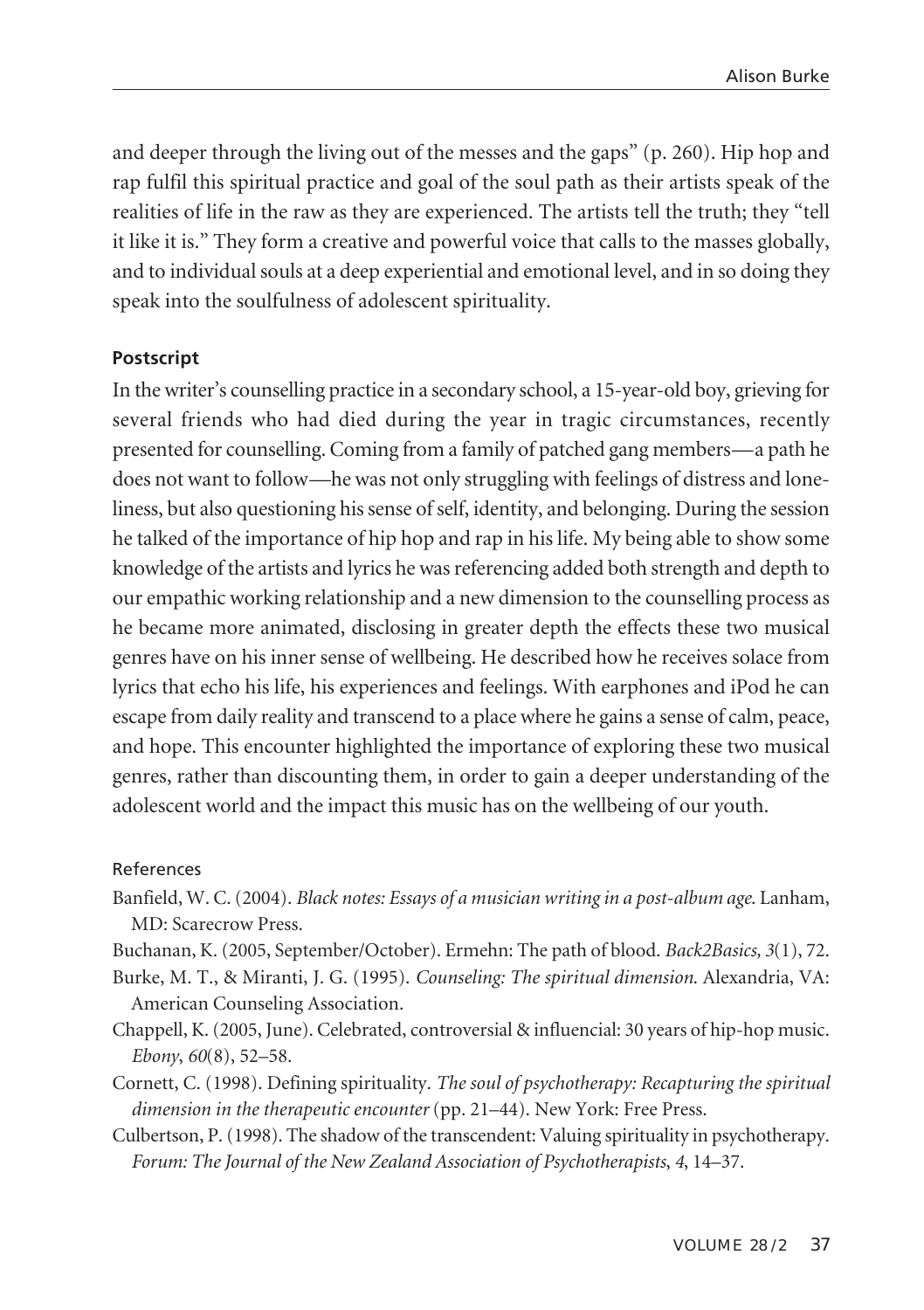and deeper through the living out of the messes and the gaps" (p. 260). Hip hop and rap fulfil this spiritual practice and goal of the soul path as their artists speak of the realities of life in the raw as they are experienced. The artists tell the truth; they "tell it like it is." They form a creative and powerful voice that calls to the masses globally, and to individual souls at a deep experiential and emotional level, and in so doing they speak into the soulfulness of adolescent spirituality.

### Postscript

In the writer's counselling practice in a secondary school, a 15-year-old boy, grieving for several friends who had died during the year in tragic circumstances, recently presented for counselling. Coming from a family of patched gang members—a path he does not want to follow—he was not only struggling with feelings of distress and loneliness, but also questioning his sense of self, identity, and belonging. During the session he talked of the importance of hip hop and rap in his life. My being able to show some knowledge of the artists and lyrics he was referencing added both strength and depth to our empathic working relationship and a new dimension to the counselling process as he became more animated, disclosing in greater depth the effects these two musical genres have on his inner sense of wellbeing. He described how he receives solace from lyrics that echo his life, his experiences and feelings. With earphones and iPod he can escape from daily reality and transcend to a place where he gains a sense of calm, peace, and hope. This encounter highlighted the importance of exploring these two musical genres, rather than discounting them, in order to gain a deeper understanding of the adolescent world and the impact this music has on the wellbeing of our youth.

### References

Banfield, W. C. (2004). *Black notes: Essays of a musician writing in a post-album age.* Lanham, MD: Scarecrow Press.

Buchanan, K. (2005, September/October). Ermehn: The path of blood. *Back2Basics, 3*(1), 72.

Burke, M. T., & Miranti, J. G. (1995). *Counseling: The spiritual dimension.* Alexandria, VA: American Counseling Association.

Chappell, K. (2005, June). Celebrated, controversial & influencial: 30 years of hip-hop music. *Ebony, 60*(8), 52–58.

Cornett, C. (1998). Defining spirituality. *The soul of psychotherapy: Recapturing the spiritual dimension in the therapeutic encounter* (pp. 21–44). New York: Free Press.

Culbertson, P. (1998). The shadow of the transcendent: Valuing spirituality in psychotherapy. *Forum: The Journal of the New Zealand Association of Psychotherapists, 4*, 14–37.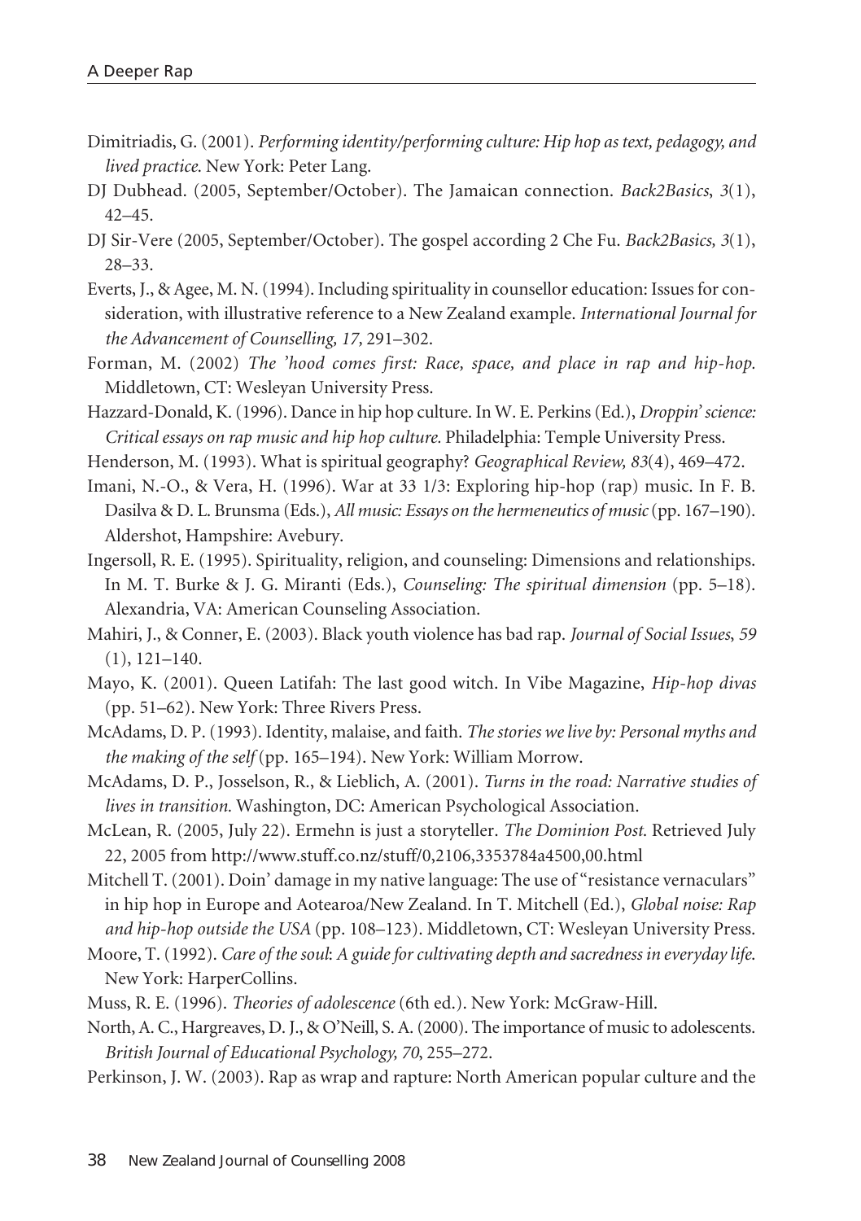Dimitriadis, G. (2001). *Performing identity/performing culture: Hip hop as text, pedagogy, and lived practice.* New York: Peter Lang.

DJ Dubhead. (2005, September/October). The Jamaican connection. *Back2Basics*, *3*(1), 42–45.

DJ Sir-Vere (2005, September/October). The gospel according 2 Che Fu. *Back2Basics, 3*(1), 28–33.

Everts, J., & Agee, M. N. (1994). Including spirituality in counsellor education: Issues for consideration, with illustrative reference to a New Zealand example. *International Journal for the Advancement of Counselling, 17,* 291–302.

Forman, M. (2002) *The 'hood comes first: Race, space, and place in rap and hip-hop.* Middletown, CT: Wesleyan University Press.

Hazzard-Donald, K. (1996). Dance in hip hop culture. In W. E. Perkins (Ed.), *Droppin' science: Critical essays on rap music and hip hop culture.* Philadelphia: Temple University Press.

Henderson, M. (1993). What is spiritual geography? *Geographical Review, 83*(4), 469–472.

Imani, N.-O., & Vera, H. (1996). War at 33 1/3: Exploring hip-hop (rap) music. In F. B. Dasilva & D. L. Brunsma (Eds.), *All music: Essays on the hermeneutics of music* (pp. 167–190). Aldershot, Hampshire: Avebury.

Ingersoll, R. E. (1995). Spirituality, religion, and counseling: Dimensions and relationships. In M. T. Burke & J. G. Miranti (Eds.), *Counseling: The spiritual dimension* (pp. 5–18). Alexandria, VA: American Counseling Association.

Mahiri, J., & Conner, E. (2003). Black youth violence has bad rap. *Journal of Social Issues, 59* (1), 121–140.

Mayo, K. (2001). Queen Latifah: The last good witch. In Vibe Magazine, *Hip-hop divas* (pp. 51–62). New York: Three Rivers Press.

McAdams, D. P. (1993). Identity, malaise, and faith. *The stories we live by: Personal myths and the making of the self* (pp. 165–194). New York: William Morrow.

McAdams, D. P., Josselson, R., & Lieblich, A. (2001). *Turns in the road: Narrative studies of lives in transition.* Washington, DC: American Psychological Association.

McLean, R. (2005, July 22). Ermehn is just a storyteller. *The Dominion Post.* Retrieved July 22, 2005 from http://www.stuff.co.nz/stuff/0,2106,3353784a4500,00.html

Mitchell T. (2001). Doin' damage in my native language: The use of "resistance vernaculars" in hip hop in Europe and Aotearoa/New Zealand. In T. Mitchell (Ed.), *Global noise: Rap and hip-hop outside the USA* (pp. 108–123). Middletown, CT: Wesleyan University Press.

Moore, T. (1992). *Care of the soul*: *A guide for cultivating depth and sacredness in everyday life.* New York: HarperCollins.

Muss, R. E. (1996). *Theories of adolescence* (6th ed.). New York: McGraw-Hill.

North, A. C., Hargreaves, D. J., & O'Neill, S. A. (2000). The importance of music to adolescents. *British Journal of Educational Psychology, 70*, 255–272.

Perkinson, J. W. (2003). Rap as wrap and rapture: North American popular culture and the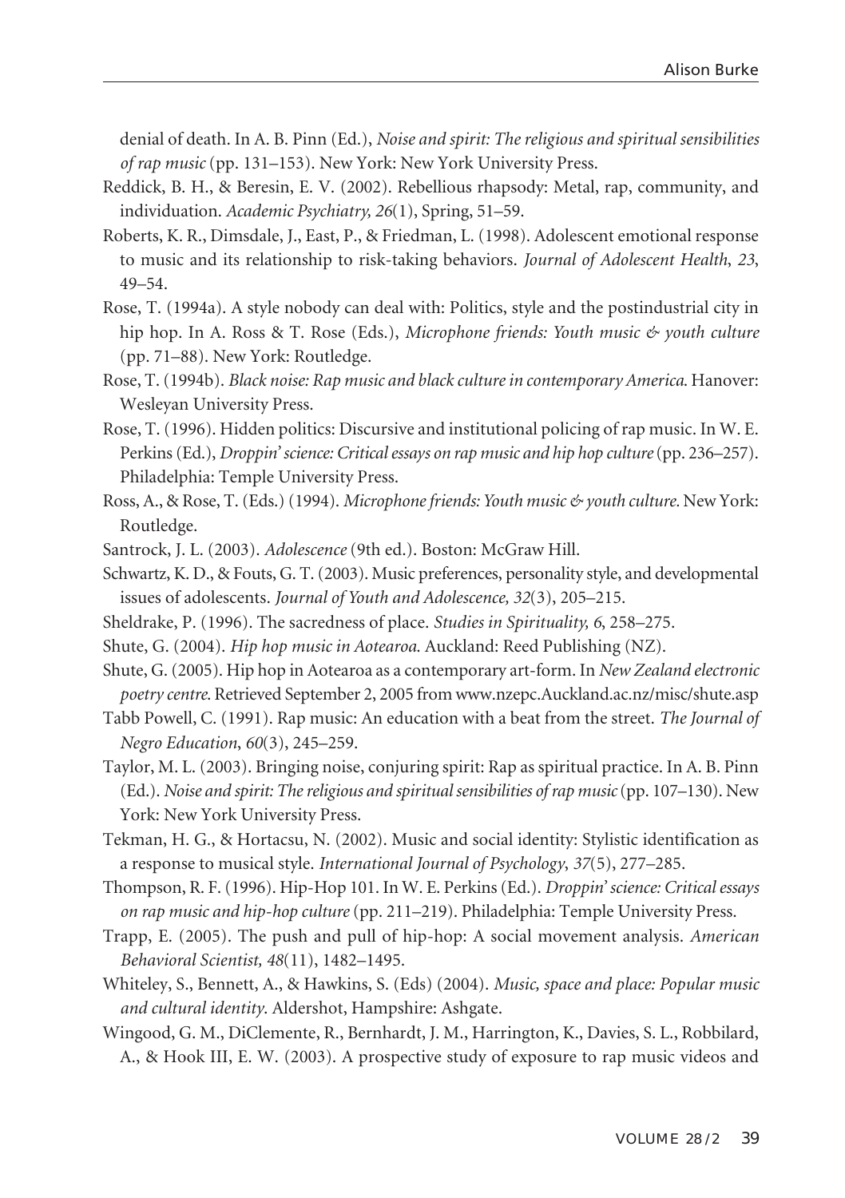denial of death. In A. B. Pinn (Ed.), *Noise and spirit: The religious and spiritual sensibilities of rap music* (pp. 131–153). New York: New York University Press.

Reddick, B. H., & Beresin, E. V. (2002). Rebellious rhapsody: Metal, rap, community, and individuation. *Academic Psychiatry, 26*(1), Spring, 51–59.

Roberts, K. R., Dimsdale, J., East, P., & Friedman, L. (1998). Adolescent emotional response to music and its relationship to risk-taking behaviors. *Journal of Adolescent Health*, *23*, 49–54.

Rose, T. (1994a). A style nobody can deal with: Politics, style and the postindustrial city in hip hop. In A. Ross & T. Rose (Eds.), *Microphone friends: Youth music & youth culture* (pp. 71–88). New York: Routledge.

Rose, T. (1994b). *Black noise: Rap music and black culture in contemporary America.* Hanover: Wesleyan University Press.

Rose, T. (1996). Hidden politics: Discursive and institutional policing of rap music. In W. E. Perkins (Ed.), *Droppin' science: Critical essays on rap music and hip hop culture* (pp. 236–257). Philadelphia: Temple University Press.

Ross, A., & Rose, T. (Eds.) (1994). *Microphone friends: Youth music & youth culture.* New York: Routledge.

Santrock, J. L. (2003). *Adolescence* (9th ed.). Boston: McGraw Hill.

Schwartz, K. D., & Fouts, G. T. (2003). Music preferences, personality style, and developmental issues of adolescents. *Journal of Youth and Adolescence, 32*(3), 205–215.

Sheldrake, P. (1996). The sacredness of place. *Studies in Spirituality, 6*, 258–275.

Shute, G. (2004). *Hip hop music in Aotearoa.* Auckland: Reed Publishing (NZ).

Shute, G. (2005). Hip hop in Aotearoa as a contemporary art-form. In *New Zealand electronic poetry centre.* Retrieved September 2, 2005 from www.nzepc.Auckland.ac.nz/misc/shute.asp

Tabb Powell, C. (1991). Rap music: An education with a beat from the street. *The Journal of Negro Education*, *60*(3), 245–259.

Taylor, M. L. (2003). Bringing noise, conjuring spirit: Rap as spiritual practice. In A. B. Pinn (Ed.). *Noise and spirit: The religious and spiritual sensibilities of rap music* (pp. 107–130). New York: New York University Press.

Tekman, H. G., & Hortacsu, N. (2002). Music and social identity: Stylistic identification as a response to musical style. *International Journal of Psychology*, *37*(5), 277–285.

Thompson, R. F. (1996). Hip-Hop 101. In W. E. Perkins (Ed.). *Droppin' science: Critical essays on rap music and hip-hop culture* (pp. 211–219). Philadelphia: Temple University Press.

Trapp, E. (2005). The push and pull of hip-hop: A social movement analysis. *American Behavioral Scientist, 48*(11), 1482–1495.

Whiteley, S., Bennett, A., & Hawkins, S. (Eds) (2004). *Music, space and place: Popular music and cultural identity.* Aldershot, Hampshire: Ashgate.

Wingood, G. M., DiClemente, R., Bernhardt, J. M., Harrington, K., Davies, S. L., Robbilard, A., & Hook III, E. W. (2003). A prospective study of exposure to rap music videos and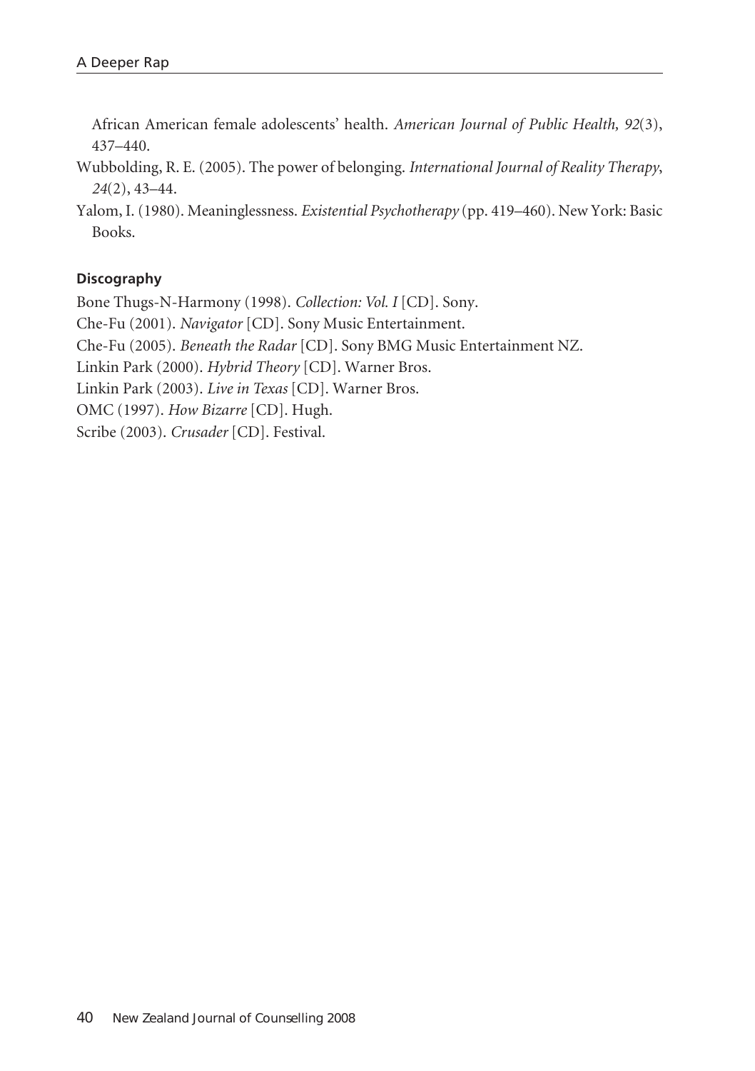African American female adolescents' health. *American Journal of Public Health, 92*(3), 437–440.

Wubbolding, R. E. (2005). The power of belonging. *International Journal of Reality Therapy*, *24*(2), 43–44.

Yalom, I. (1980). Meaninglessness. *Existential Psychotherapy* (pp. 419–460). New York: Basic Books.

**Discography**

Bone Thugs-N-Harmony (1998). *Collection: Vol. I* [CD]. Sony.

Che-Fu (2001). *Navigator* [CD]. Sony Music Entertainment.

Che-Fu (2005). *Beneath the Radar* [CD]. Sony BMG Music Entertainment NZ.

Linkin Park (2000). *Hybrid Theory* [CD]. Warner Bros.

Linkin Park (2003). *Live in Texas* [CD]. Warner Bros.

OMC (1997). *How Bizarre* [CD]. Hugh.

Scribe (2003). *Crusader* [CD]. Festival.